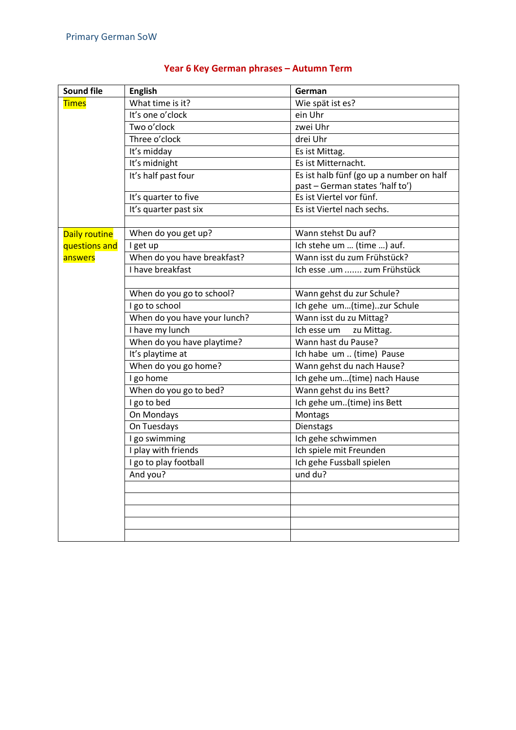Primary German SoW

## Year 6 Key German phrases – Autumn Term

| Sound file | English | German |
|---|---|---|
| Times | What time is it? | Wie spät ist es? |
| | It's one o'clock | ein Uhr |
| | Two o'clock | zwei Uhr |
| | Three o'clock | drei Uhr |
| | It's midday | Es ist Mittag. |
| | It's midnight | Es ist Mitternacht. |
| | It's half past four | Es ist halb fünf (go up a number on half past – German states 'half to') |
| | It's quarter to five | Es ist Viertel vor fünf. |
| | It's quarter past six | Es ist Viertel nach sechs. |
| | | |
| Daily routine questions and answers | When do you get up? | Wann stehst Du auf? |
| | I get up | Ich stehe um … (time …) auf. |
| | When do you have breakfast? | Wann isst du zum Frühstück? |
| | I have breakfast | Ich esse .um ....... zum Frühstück |
| | | |
| | When do you go to school? | Wann gehst du zur Schule? |
| | I go to school | Ich gehe um…(time)..zur Schule |
| | When do you have your lunch? | Wann isst du zu Mittag? |
| | I have my lunch | Ich esse um zu Mittag. |
| | When do you have playtime? | Wann hast du Pause? |
| | It's playtime at | Ich habe um .. (time) Pause |
| | When do you go home? | Wann gehst du nach Hause? |
| | I go home | Ich gehe um…(time) nach Hause |
| | When do you go to bed? | Wann gehst du ins Bett? |
| | I go to bed | Ich gehe um..(time) ins Bett |
| | On Mondays | Montags |
| | On Tuesdays | Dienstags |
| | I go swimming | Ich gehe schwimmen |
| | I play with friends | Ich spiele mit Freunden |
| | I go to play football | Ich gehe Fussball spielen |
| | And you? | und du? |
| | | |
| | | |
| | | |
| | | |
| | | |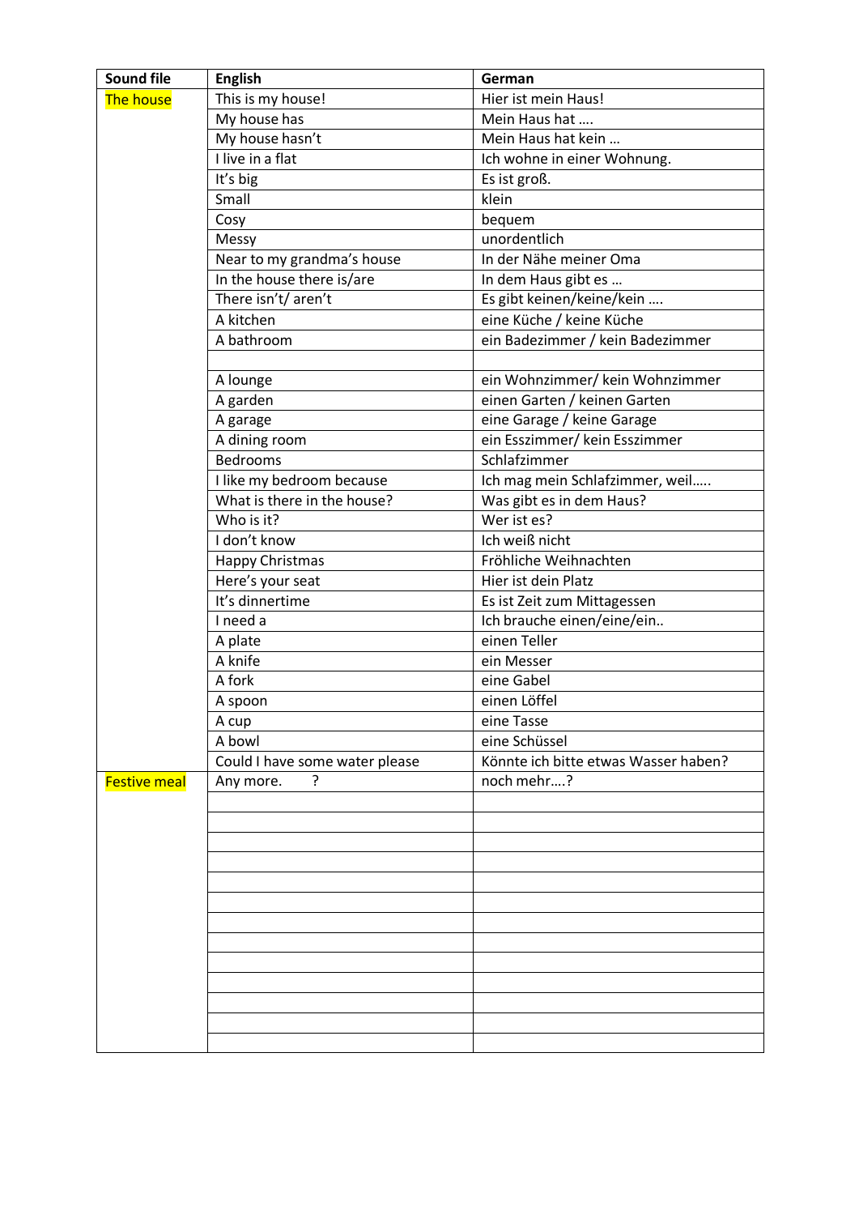| Sound file | English | German |
| --- | --- | --- |
| The house | This is my house! | Hier ist mein Haus! |
| | My house has | Mein Haus hat …. |
| | My house hasn't | Mein Haus hat kein … |
| | I live in a flat | Ich wohne in einer Wohnung. |
| | It's big | Es ist groß. |
| | Small | klein |
| | Cosy | bequem |
| | Messy | unordentlich |
| | Near to my grandma's house | In der Nähe meiner Oma |
| | In the house there is/are | In dem Haus gibt es … |
| | There isn't/ aren't | Es gibt keinen/keine/kein …. |
| | A kitchen | eine Küche / keine Küche |
| | A bathroom | ein Badezimmer / kein Badezimmer |
| | | |
| | A lounge | ein Wohnzimmer/ kein Wohnzimmer |
| | A garden | einen Garten / keinen Garten |
| | A garage | eine Garage / keine Garage |
| | A dining room | ein Esszimmer/ kein Esszimmer |
| | Bedrooms | Schlafzimmer |
| | I like my bedroom because | Ich mag mein Schlafzimmer, weil….. |
| | What is there in the house? | Was gibt es in dem Haus? |
| | Who is it? | Wer ist es? |
| | I don't know | Ich weiß nicht |
| | Happy Christmas | Fröhliche Weihnachten |
| | Here's your seat | Hier ist dein Platz |
| | It's dinnertime | Es ist Zeit zum Mittagessen |
| | I need a | Ich brauche einen/eine/ein.. |
| | A plate | einen Teller |
| | A knife | ein Messer |
| | A fork | eine Gabel |
| | A spoon | einen Löffel |
| | A cup | eine Tasse |
| | A bowl | eine Schüssel |
| | Could I have some water please | Könnte ich bitte etwas Wasser haben? |
| Festive meal | Any more. ? | noch mehr….? |
| | | |
| | | |
| | | |
| | | |
| | | |
| | | |
| | | |
| | | |
| | | |
| | | |
| | | |
| | | |
| | | |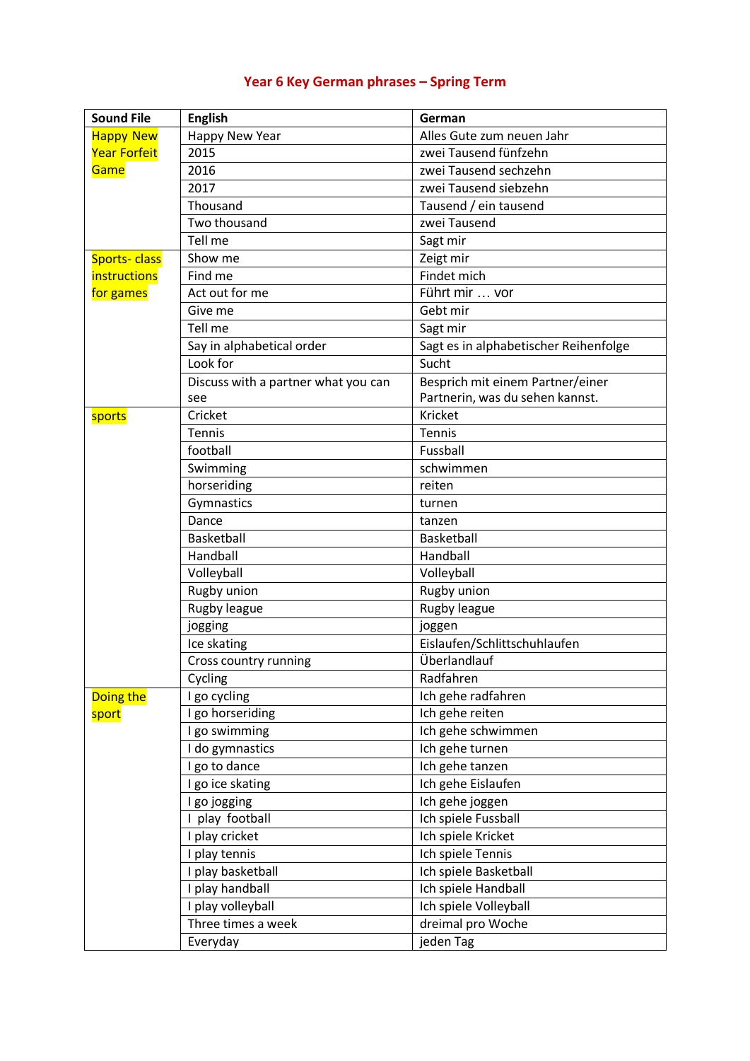# Year 6 Key German phrases – Spring Term

| Sound File | English | German |
|---|---|---|
| Happy New Year Forfeit Game | Happy New Year | Alles Gute zum neuen Jahr |
| | 2015 | zwei Tausend fünfzehn |
| | 2016 | zwei Tausend sechzehn |
| | 2017 | zwei Tausend siebzehn |
| | Thousand | Tausend / ein tausend |
| | Two thousand | zwei Tausend |
| | Tell me | Sagt mir |
| Sports- class instructions for games | Show me | Zeigt mir |
| | Find me | Findet mich |
| | Act out for me | Führt mir … vor |
| | Give me | Gebt mir |
| | Tell me | Sagt mir |
| | Say in alphabetical order | Sagt es in alphabetischer Reihenfolge |
| | Look for | Sucht |
| | Discuss with a partner what you can see | Besprich mit einem Partner/einer Partnerin, was du sehen kannst. |
| sports | Cricket | Kricket |
| | Tennis | Tennis |
| | football | Fussball |
| | Swimming | schwimmen |
| | horseriding | reiten |
| | Gymnastics | turnen |
| | Dance | tanzen |
| | Basketball | Basketball |
| | Handball | Handball |
| | Volleyball | Volleyball |
| | Rugby union | Rugby union |
| | Rugby league | Rugby league |
| | jogging | joggen |
| | Ice skating | Eislaufen/Schlittschuhlaufen |
| | Cross country running | Überlandlauf |
| | Cycling | Radfahren |
| Doing the sport | I go cycling | Ich gehe radfahren |
| | I go horseriding | Ich gehe reiten |
| | I go swimming | Ich gehe schwimmen |
| | I do gymnastics | Ich gehe turnen |
| | I go to dance | Ich gehe tanzen |
| | I go ice skating | Ich gehe Eislaufen |
| | I go jogging | Ich gehe joggen |
| | I play football | Ich spiele Fussball |
| | I play cricket | Ich spiele Kricket |
| | I play tennis | Ich spiele Tennis |
| | I play basketball | Ich spiele Basketball |
| | I play handball | Ich spiele Handball |
| | I play volleyball | Ich spiele Volleyball |
| | Three times a week | dreimal pro Woche |
| | Everyday | jeden Tag |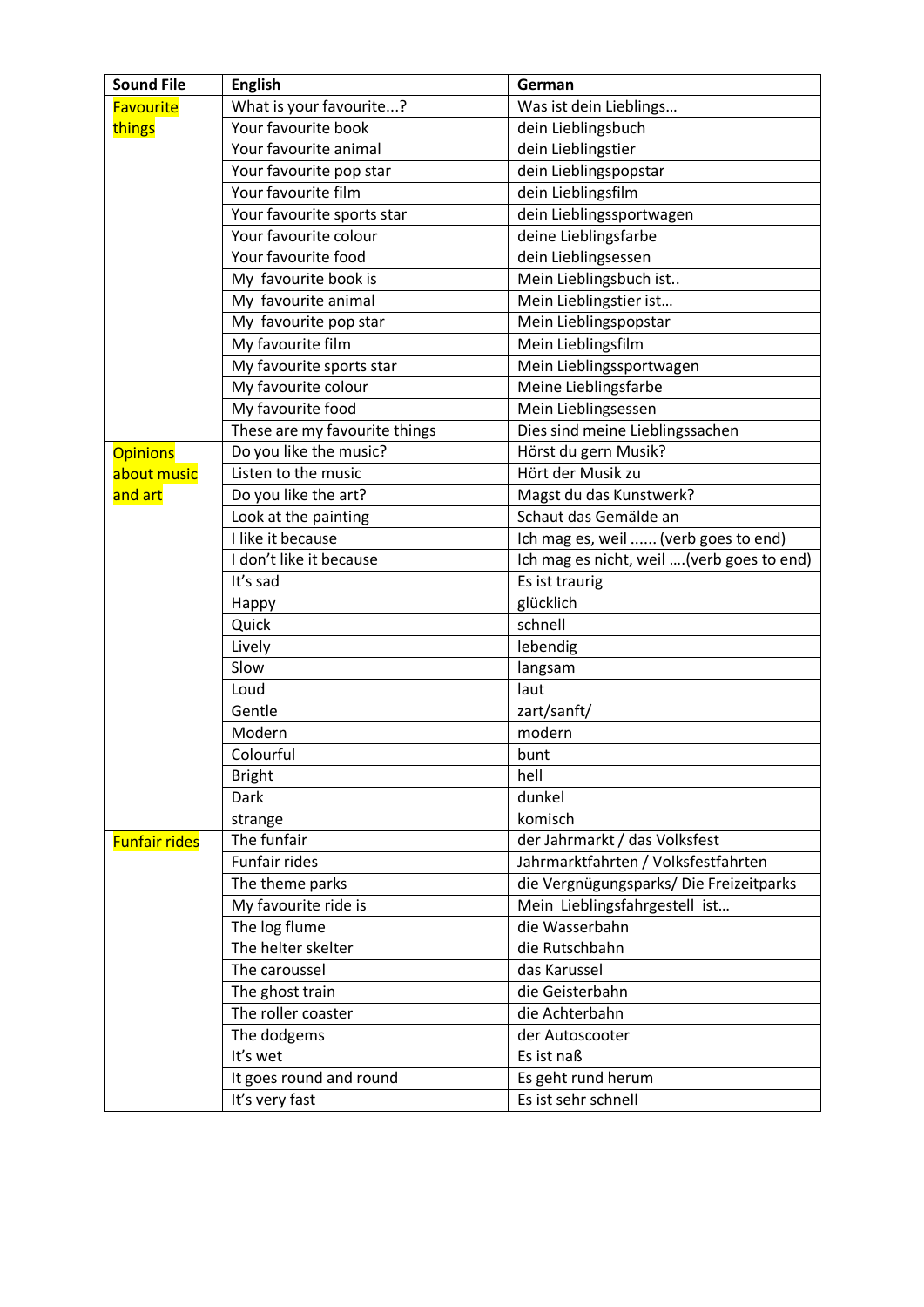| Sound File | English | German |
|---|---|---|
| Favourite things | What is your favourite...? | Was ist dein Lieblings… |
| | Your favourite book | dein Lieblingsbuch |
| | Your favourite animal | dein Lieblingstier |
| | Your favourite pop star | dein Lieblingspopstar |
| | Your favourite film | dein Lieblingsfilm |
| | Your favourite sports star | dein Lieblingssportwagen |
| | Your favourite colour | deine Lieblingsfarbe |
| | Your favourite food | dein Lieblingsessen |
| | My  favourite book is | Mein Lieblingsbuch ist.. |
| | My  favourite animal | Mein Lieblingstier ist… |
| | My  favourite pop star | Mein Lieblingspopstar |
| | My favourite film | Mein Lieblingsfilm |
| | My favourite sports star | Mein Lieblingssportwagen |
| | My favourite colour | Meine Lieblingsfarbe |
| | My favourite food | Mein Lieblingsessen |
| | These are my favourite things | Dies sind meine Lieblingssachen |
| Opinions about music and art | Do you like the music? | Hörst du gern Musik? |
| | Listen to the music | Hört der Musik zu |
| | Do you like the art? | Magst du das Kunstwerk? |
| | Look at the painting | Schaut das Gemälde an |
| | I like it because | Ich mag es, weil ...... (verb goes to end) |
| | I don't like it because | Ich mag es nicht, weil ….(verb goes to end) |
| | It's sad | Es ist traurig |
| | Happy | glücklich |
| | Quick | schnell |
| | Lively | lebendig |
| | Slow | langsam |
| | Loud | laut |
| | Gentle | zart/sanft/ |
| | Modern | modern |
| | Colourful | bunt |
| | Bright | hell |
| | Dark | dunkel |
| | strange | komisch |
| Funfair rides | The funfair | der Jahrmarkt / das Volksfest |
| | Funfair rides | Jahrmarktfahrten / Volksfestfahrten |
| | The theme parks | die Vergnügungsparks/ Die Freizeitparks |
| | My favourite ride is | Mein  Lieblingsfahrgestell  ist… |
| | The log flume | die Wasserbahn |
| | The helter skelter | die Rutschbahn |
| | The caroussel | das Karussel |
| | The ghost train | die Geisterbahn |
| | The roller coaster | die Achterbahn |
| | The dodgems | der Autoscooter |
| | It's wet | Es ist naß |
| | It goes round and round | Es geht rund herum |
| | It's very fast | Es ist sehr schnell |